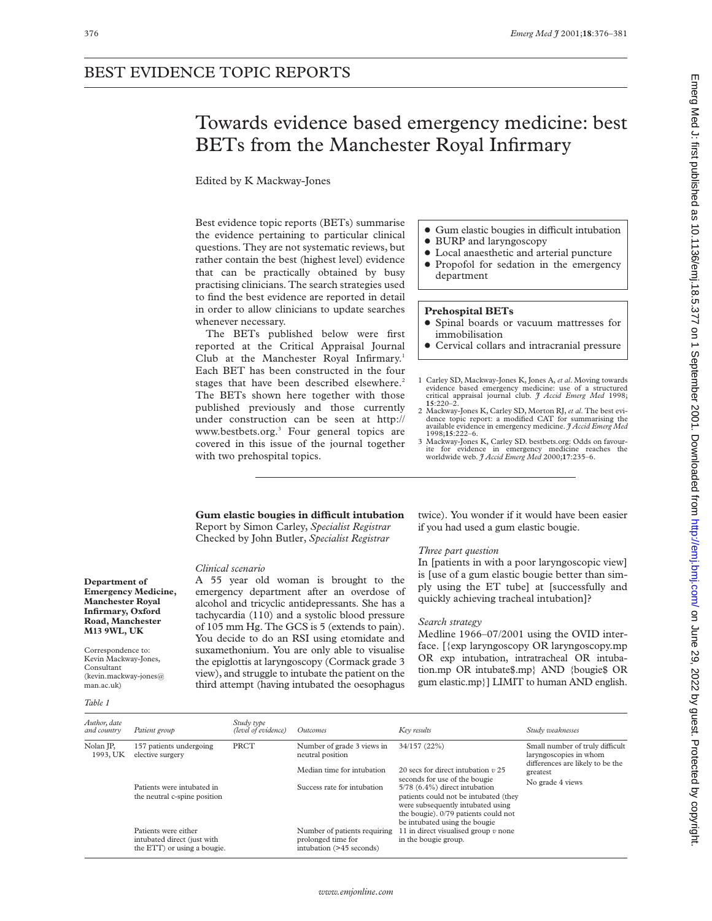## BEST EVIDENCE TOPIC REPORTS

# Towards evidence based emergency medicine: best BETs from the Manchester Royal Infirmary

Edited by K Mackway-Jones

Best evidence topic reports (BETs) summarise the evidence pertaining to particular clinical questions. They are not systematic reviews, but rather contain the best (highest level) evidence that can be practically obtained by busy practising clinicians. The search strategies used to find the best evidence are reported in detail in order to allow clinicians to update searches whenever necessary.

The BETs published below were first reported at the Critical Appraisal Journal Club at the Manchester Royal Infirmary.[1] Each BET has been constructed in the four stages that have been described elsewhere.[2] The BETs shown here together with those published previously and those currently under construction can be seen at http://www.bestbets.org.[3] Four general topics are covered in this issue of the journal together with two prehospital topics.

- Gum elastic bougies in difficult intubation
- BURP and laryngoscopy
- Local anaesthetic and arterial puncture
- Propofol for sedation in the emergency department

**Prehospital BETs**

- Spinal boards or vacuum mattresses for immobilisation
- Cervical collars and intracranial pressure

1 Carley SD, Mackway-Jones K, Jones A, *et al*. Moving towards evidence based emergency medicine: use of a structured critical appraisal journal club. *J Accid Emerg Med* 1998;**15**:220–2.
2 Mackway-Jones K, Carley SD, Morton RJ, *et al*. The best evidence topic report: a modified CAT for summarising the available evidence in emergency medicine. *J Accid Emerg Med* 1998;**15**:222–6.
3 Mackway-Jones K, Carley SD. bestbets.org: Odds on favourite for evidence in emergency medicine reaches the worldwide web. *J Accid Emerg Med* 2000;**17**:235–6.

**Department of Emergency Medicine, Manchester Royal Infirmary, Oxford Road, Manchester M13 9WL, UK**

Correspondence to: Kevin Mackway-Jones, Consultant (kevin.mackway-jones@man.ac.uk)

### Gum elastic bougies in difficult intubation

Report by Simon Carley, *Specialist Registrar*
Checked by John Butler, *Specialist Registrar*

*Clinical scenario*

A 55 year old woman is brought to the emergency department after an overdose of alcohol and tricyclic antidepressants. She has a tachycardia (110) and a systolic blood pressure of 105 mm Hg. The GCS is 5 (extends to pain). You decide to do an RSI using etomidate and suxamethonium. You are only able to visualise the epiglottis at laryngoscopy (Cormack grade 3 view), and struggle to intubate the patient on the third attempt (having intubated the oesophagus twice). You wonder if it would have been easier if you had used a gum elastic bougie.

*Three part question*

In [patients in with a poor laryngoscopic view] is [use of a gum elastic bougie better than simply using the ET tube] at [successfully and quickly achieving tracheal intubation]?

*Search strategy*

Medline 1966–07/2001 using the OVID interface. [{exp laryngoscopy OR laryngoscopy.mp OR exp intubation, intratracheal OR intubation.mp OR intubate$.mp} AND {bougie$ OR gum elastic.mp}] LIMIT to human AND english.

*Table 1*

| *Author, date and country* | *Patient group* | *Study type (level of evidence)* | *Outcomes* | *Key results* | *Study weaknesses* |
|---|---|---|---|---|---|
| Nolan JP, 1993, UK | 157 patients undergoing elective surgery | PRCT | Number of grade 3 views in neutral position | 34/157 (22%) | Small number of truly difficult laryngoscopies in whom differences are likely to be the greatest |
| | | | Median time for intubation | 20 secs for direct intubation *v* 25 seconds for use of the bougie | No grade 4 views |
| | Patients were intubated in the neutral c-spine position | | Success rate for intubation | 5/78 (6.4%) direct intubation patients could not be intubated (they were subsequently intubated using the bougie). 0/79 patients could not be intubated using the bougie | |
| | Patients were either intubated direct (just with the ETT) or using a bougie. | | Number of patients requiring prolonged time for intubation (>45 seconds) | 11 in direct visualised group *v* none in the bougie group. | |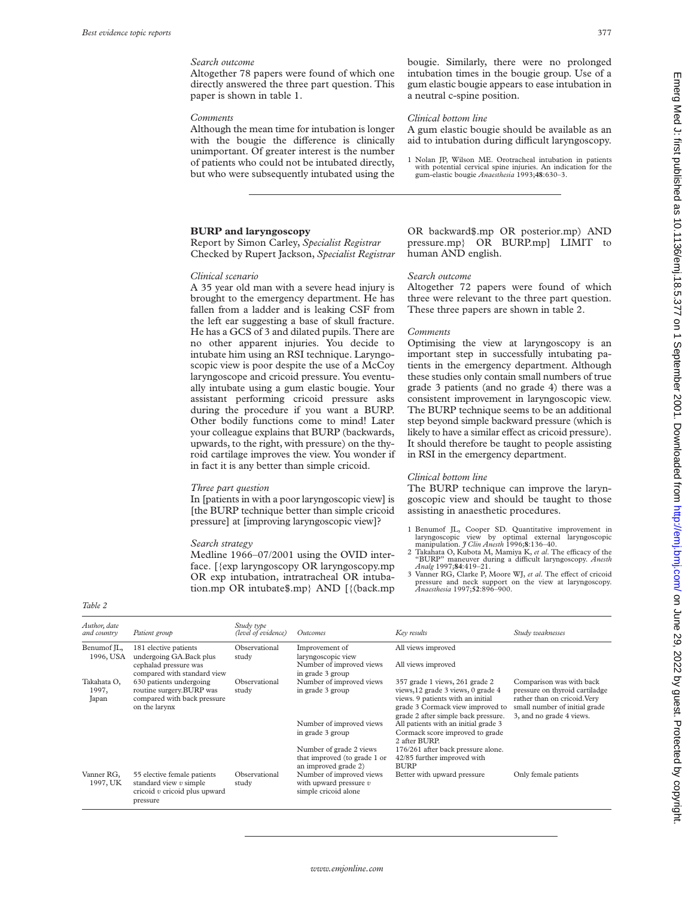*Search outcome*

Altogether 78 papers were found of which one directly answered the three part question. This paper is shown in table 1.

*Comments*

Although the mean time for intubation is longer with the bougie the difference is clinically unimportant. Of greater interest is the number of patients who could not be intubated directly, but who were subsequently intubated using the bougie. Similarly, there were no prolonged intubation times in the bougie group. Use of a gum elastic bougie appears to ease intubation in a neutral c-spine position.

*Clinical bottom line*

A gum elastic bougie should be available as an aid to intubation during difficult laryngoscopy.

1 Nolan JP, Wilson ME. Orotracheal intubation in patients with potential cervical spine injuries. An indication for the gum-elastic bougie *Anaesthesia* 1993;**48**:630–3.

## BURP and laryngoscopy

Report by Simon Carley, *Specialist Registrar*
Checked by Rupert Jackson, *Specialist Registrar*

*Clinical scenario*

A 35 year old man with a severe head injury is brought to the emergency department. He has fallen from a ladder and is leaking CSF from the left ear suggesting a base of skull fracture. He has a GCS of 3 and dilated pupils. There are no other apparent injuries. You decide to intubate him using an RSI technique. Laryngoscopic view is poor despite the use of a McCoy laryngoscope and cricoid pressure. You eventually intubate using a gum elastic bougie. Your assistant performing cricoid pressure asks during the procedure if you want a BURP. Other bodily functions come to mind! Later your colleague explains that BURP (backwards, upwards, to the right, with pressure) on the thyroid cartilage improves the view. You wonder if in fact it is any better than simple cricoid.

*Three part question*

In [patients in with a poor laryngoscopic view] is [the BURP technique better than simple cricoid pressure] at [improving laryngoscopic view]?

*Search strategy*

Medline 1966–07/2001 using the OVID interface. [{exp laryngoscopy OR laryngoscopy.mp OR exp intubation, intratracheal OR intubation.mp OR intubate$.mp} AND [{(back.mp OR backward$.mp OR posterior.mp) AND pressure.mp} OR BURP.mp] LIMIT to human AND english.

*Search outcome*

Altogether 72 papers were found of which three were relevant to the three part question. These three papers are shown in table 2.

*Comments*

Optimising the view at laryngoscopy is an important step in successfully intubating patients in the emergency department. Although these studies only contain small numbers of true grade 3 patients (and no grade 4) there was a consistent improvement in laryngoscopic view. The BURP technique seems to be an additional step beyond simple backward pressure (which is likely to have a similar effect as cricoid pressure). It should therefore be taught to people assisting in RSI in the emergency department.

*Clinical bottom line*

The BURP technique can improve the laryngoscopic view and should be taught to those assisting in anaesthetic procedures.

1 Benumof JL, Cooper SD. Quantitative improvement in laryngoscopic view by optimal external laryngoscopic manipulation. *J Clin Anesth* 1996;**8**:136–40.
2 Takahata O, Kubota M, Mamiya K, *et al*. The efficacy of the "BURP" maneuver during a difficult laryngoscopy. *Anesth Analg* 1997;**84**:419–21.
3 Vanner RG, Clarke P, Moore WJ, *et al*. The effect of cricoid pressure and neck support on the view at laryngoscopy. *Anaesthesia* 1997;**52**:896–900.

*Table 2*

| *Author, date and country* | *Patient group* | *Study type (level of evidence)* | *Outcomes* | *Key results* | *Study weaknesses* |
|---|---|---|---|---|---|
| Benumof JL, 1996, USA | 181 elective patients undergoing GA.Back plus cephalad pressure was compared with standard view | Observational study | Improvement of laryngoscopic view | All views improved | |
| | | | Number of improved views in grade 3 group | All views improved | |
| Takahata O, 1997, Japan | 630 patients undergoing routine surgery.BURP was compared with back pressure on the larynx | Observational study | Number of improved views in grade 3 group | 357 grade 1 views, 261 grade 2 views,12 grade 3 views, 0 grade 4 views. 9 patients with an initial grade 3 Cormack view improved to grade 2 after simple back pressure. | Comparison was with back pressure on thyroid cartilage rather than on cricoid.Very small number of initial grade 3, and no grade 4 views. |
| | | | Number of improved views in grade 3 group | All patients with an initial grade 3 Cormack score improved to grade 2 after BURP. | |
| | | | Number of grade 2 views that improved (to grade 1 or an improved grade 2) | 176/261 after back pressure alone. 42/85 further improved with BURP | |
| Vanner RG, 1997, UK | 55 elective female patients standard view *v* simple cricoid *v* cricoid plus upward pressure | Observational study | Number of improved views with upward pressure *v* simple cricoid alone | Better with upward pressure | Only female patients |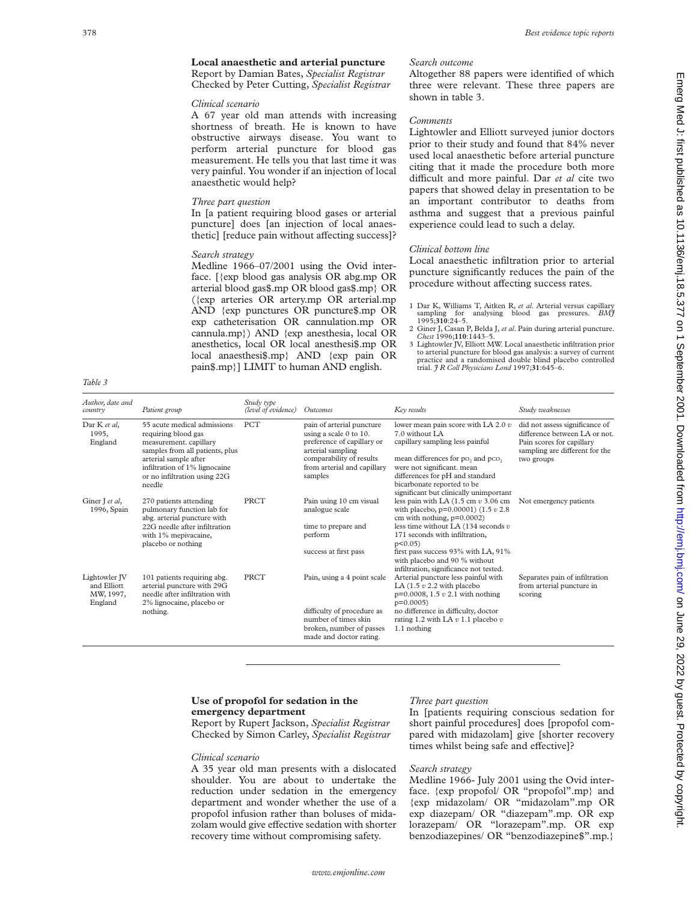## Local anaesthetic and arterial puncture

Report by Damian Bates, *Specialist Registrar*
Checked by Peter Cutting, *Specialist Registrar*

### *Clinical scenario*

A 67 year old man attends with increasing shortness of breath. He is known to have obstructive airways disease. You want to perform arterial puncture for blood gas measurement. He tells you that last time it was very painful. You wonder if an injection of local anaesthetic would help?

### *Three part question*

In [a patient requiring blood gases or arterial puncture] does [an injection of local anaesthetic] [reduce pain without affecting success]?

### *Search strategy*

Medline 1966–07/2001 using the Ovid interface. [{exp blood gas analysis OR abg.mp OR arterial blood gas$.mp OR blood gas$.mp} OR ({exp arteries OR artery.mp OR arterial.mp AND {exp punctures OR puncture$.mp OR exp catheterisation OR cannulation.mp OR cannula.mp}) AND {exp anesthesia, local OR anesthetics, local OR local anesthesi$.mp OR local anaesthesi$.mp} AND {exp pain OR pain$.mp}] LIMIT to human AND english.

### *Search outcome*

Altogether 88 papers were identified of which three were relevant. These three papers are shown in table 3.

### *Comments*

Lightowler and Elliott surveyed junior doctors prior to their study and found that 84% never used local anaesthetic before arterial puncture citing that it made the procedure both more difficult and more painful. Dar *et al* cite two papers that showed delay in presentation to be an important contributor to deaths from asthma and suggest that a previous painful experience could lead to such a delay.

### *Clinical bottom line*

Local anaesthetic infiltration prior to arterial puncture significantly reduces the pain of the procedure without affecting success rates.

1 Dar K, Williams T, Aitken R, *et al*. Arterial versus capillary sampling for analysing blood gas pressures. *BMJ* 1995;**310**:24–5.
2 Giner J, Casan P, Belda J, *et al*. Pain during arterial puncture. *Chest* 1996;**110**:1443–5.
3 Lightowler JV, Elliott MW. Local anaesthetic infiltration prior to arterial puncture for blood gas analysis: a survey of current practice and a randomised double blind placebo controlled trial. *J R Coll Physicians Lond* 1997;**31**:645–6.

*Table 3*

| *Author, date and country* | *Patient group* | *Study type (level of evidence)* | *Outcomes* | *Key results* | *Study weaknesses* |
|---|---|---|---|---|---|
| Dar K *et al*, 1995, England | 55 acute medical admissions requiring blood gas measurement. capillary samples from all patients, plus arterial sample after infiltration of 1% lignocaine or no infiltration using 22G needle | PCT | pain of arterial puncture using a scale 0 to 10. preference of capillary or arterial sampling | lower mean pain score with LA 2.0 *v* 7.0 without LA<br>capillary sampling less painful | did not assess significance of difference between LA or not. Pain scores for capillary sampling are different for the two groups |
| | | | comparability of results from arterial and capillary samples | mean differences for $po_2$ and $pco_2$ were not significant. mean differences for pH and standard bicarbonate reported to be significant but clinically unimportant | |
| Giner J *et al*, 1996, Spain | 270 patients attending pulmonary function lab for abg. arterial puncture with 22G needle after infiltration with 1% mepivacaine, placebo or nothing | PRCT | Pain using 10 cm visual analogue scale | less pain with LA (1.5 cm *v* 3.06 cm with placebo, p=0.00001) (1.5 *v* 2.8 cm with nothing, p=0.0002) | Not emergency patients |
| | | | time to prepare and perform | less time without LA (134 seconds *v* 171 seconds with infiltration, p<0.05) | |
| | | | success at first pass | first pass success 93% with LA, 91% with placebo and 90 % without infiltration, significance not tested. | |
| Lightowler JV and Elliott MW, 1997, England | 101 patients requiring abg. arterial puncture with 29G needle after infiltration with 2% lignocaine, placebo or nothing. | PRCT | Pain, using a 4 point scale | Arterial puncture less painful with LA (1.5 *v* 2.2 with placebo p=0.0008, 1.5 *v* 2.1 with nothing p=0.0005) | Separates pain of infiltration from arterial puncture in scoring |
| | | | difficulty of procedure as number of times skin broken, number of passes made and doctor rating. | no difference in difficulty, doctor rating 1.2 with LA *v* 1.1 placebo *v* 1.1 nothing | |

## Use of propofol for sedation in the emergency department

Report by Rupert Jackson, *Specialist Registrar*
Checked by Simon Carley, *Specialist Registrar*

### *Clinical scenario*

A 35 year old man presents with a dislocated shoulder. You are about to undertake the reduction under sedation in the emergency department and wonder whether the use of a propofol infusion rather than boluses of midazolam would give effective sedation with shorter recovery time without compromising safety.

### *Three part question*

In [patients requiring conscious sedation for short painful procedures] does [propofol compared with midazolam] give [shorter recovery times whilst being safe and effective]?

### *Search strategy*

Medline 1966- July 2001 using the Ovid interface. {exp propofol/ OR "propofol".mp} and {exp midazolam/ OR "midazolam".mp OR exp diazepam/ OR "diazepam".mp. OR exp lorazepam/ OR "lorazepam".mp. OR exp benzodiazepines/ OR "benzodiazepine$".mp.}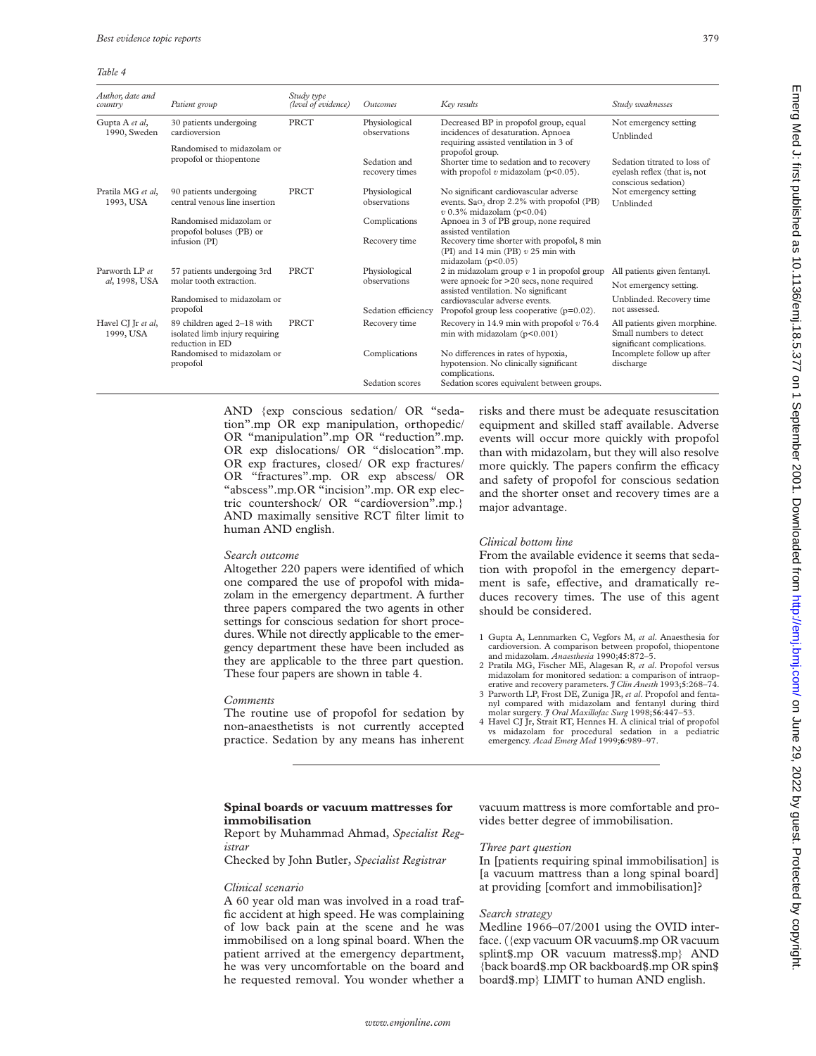*Table 4*

| Author, date and country | Patient group | Study type (level of evidence) | Outcomes | Key results | Study weaknesses |
|---|---|---|---|---|---|
| Gupta A *et al*, 1990, Sweden | 30 patients undergoing cardioversion<br>Randomised to midazolam or propofol or thiopentone | PRCT | Physiological observations | Decreased BP in propofol group, equal incidences of desaturation. Apnoea requiring assisted ventilation in 3 of propofol group. | Not emergency setting<br>Unblinded |
| | | | Sedation and recovery times | Shorter time to sedation and to recovery with propofol *v* midazolam (p<0.05). | Sedation titrated to loss of eyelash reflex (that is, not conscious sedation) |
| Pratila MG *et al*, 1993, USA | 90 patients undergoing central venous line insertion<br>Randomised midazolam or propofol boluses (PB) or infusion (PI) | PRCT | Physiological observations | No significant cardiovascular adverse events. $Sa_{O_2}$ drop 2.2% with propofol (PB) *v* 0.3% midazolam (p<0.04) | Not emergency setting<br>Unblinded |
| | | | Complications | Apnoea in 3 of PB group, none required assisted ventilation | |
| | | | Recovery time | Recovery time shorter with propofol, 8 min (PI) and 14 min (PB) *v* 25 min with midazolam (p<0.05) | |
| Parworth LP *et al*, 1998, USA | 57 patients undergoing 3rd molar tooth extraction.<br>Randomised to midazolam or propofol | PRCT | Physiological observations | 2 in midazolam group *v* 1 in propofol group were apnoeic for >20 secs, none required assisted ventilation. No significant cardiovascular adverse events. | All patients given fentanyl.<br>Not emergency setting.<br>Unblinded. Recovery time not assessed. |
| | | | Sedation efficiency | Propofol group less cooperative (p=0.02). | |
| Havel CJ Jr *et al*, 1999, USA | 89 children aged 2–18 with isolated limb injury requiring reduction in ED<br>Randomised to midazolam or propofol | PRCT | Recovery time | Recovery in 14.9 min with propofol *v* 76.4 min with midazolam (p<0.001) | All patients given morphine. Small numbers to detect significant complications. |
| | | | Complications | No differences in rates of hypoxia, hypotension. No clinically significant complications. | Incomplete follow up after discharge |
| | | | Sedation scores | Sedation scores equivalent between groups. | |

AND {exp conscious sedation/ OR "sedation".mp OR exp manipulation, orthopedic/ OR "manipulation".mp OR "reduction".mp. OR exp dislocations/ OR "dislocation".mp. OR exp fractures, closed/ OR exp fractures/ OR "fractures".mp. OR exp abscess/ OR "abscess".mp.OR "incision".mp. OR exp electric countershock/ OR "cardioversion".mp.} AND maximally sensitive RCT filter limit to human AND english.

*Search outcome*

Altogether 220 papers were identified of which one compared the use of propofol with midazolam in the emergency department. A further three papers compared the two agents in other settings for conscious sedation for short procedures. While not directly applicable to the emergency department these have been included as they are applicable to the three part question. These four papers are shown in table 4.

*Comments*

The routine use of propofol for sedation by non-anaesthetists is not currently accepted practice. Sedation by any means has inherent risks and there must be adequate resuscitation equipment and skilled staff available. Adverse events will occur more quickly with propofol than with midazolam, but they will also resolve more quickly. The papers confirm the efficacy and safety of propofol for conscious sedation and the shorter onset and recovery times are a major advantage.

*Clinical bottom line*

From the available evidence it seems that sedation with propofol in the emergency department is safe, effective, and dramatically reduces recovery times. The use of this agent should be considered.

1 Gupta A, Lennmarken C, Vegfors M, *et al*. Anaesthesia for cardioversion. A comparison between propofol, thiopentone and midazolam. *Anaesthesia* 1990;**45**:872–5.
2 Pratila MG, Fischer ME, Alagesan R, *et al*. Propofol versus midazolam for monitored sedation: a comparison of intraoperative and recovery parameters. *J Clin Anesth* 1993;**5**:268–74.
3 Parworth LP, Frost DE, Zuniga JR, *et al*. Propofol and fentanyl compared with midazolam and fentanyl during third molar surgery. *J Oral Maxillofac Surg* 1998;**56**:447–53.
4 Havel CJ Jr, Strait RT, Hennes H. A clinical trial of propofol vs midazolam for procedural sedation in a pediatric emergency. *Acad Emerg Med* 1999;**6**:989–97.

## Spinal boards or vacuum mattresses for immobilisation

Report by Muhammad Ahmad, *Specialist Registrar*

Checked by John Butler, *Specialist Registrar*

*Clinical scenario*

A 60 year old man was involved in a road traffic accident at high speed. He was complaining of low back pain at the scene and he was immobilised on a long spinal board. When the patient arrived at the emergency department, he was very uncomfortable on the board and he requested removal. You wonder whether a vacuum mattress is more comfortable and provides better degree of immobilisation.

*Three part question*

In [patients requiring spinal immobilisation] is [a vacuum mattress than a long spinal board] at providing [comfort and immobilisation]?

*Search strategy*

Medline 1966–07/2001 using the OVID interface. ({exp vacuum OR vacuum$.mp OR vacuum splint$.mp OR vacuum matress$.mp} AND {back board$.mp OR backboard$.mp OR spin$ board$.mp} LIMIT to human AND english.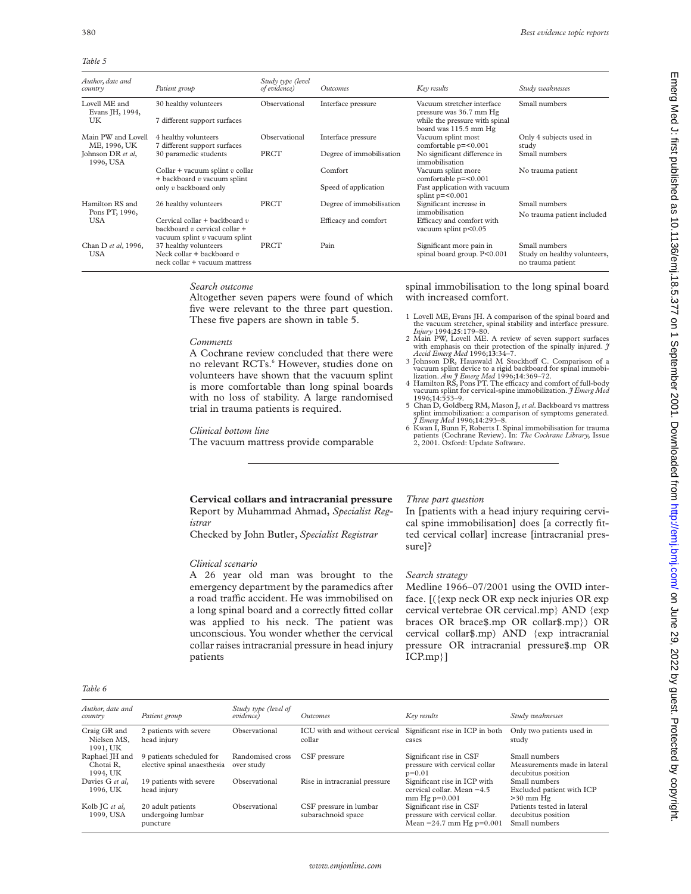*Table 5*

| Author, date and country | Patient group | Study type (level of evidence) | Outcomes | Key results | Study weaknesses |
|---|---|---|---|---|---|
| Lovell ME and Evans JH, 1994, UK | 30 healthy volunteers<br>7 different support surfaces | Observational | Interface pressure | Vacuum stretcher interface pressure was 36.7 mm Hg while the pressure with spinal board was 115.5 mm Hg | Small numbers |
| Main PW and Lovell ME, 1996, UK | 4 healthy volunteers<br>7 different support surfaces | Observational | Interface pressure | Vacuum splint most comfortable p=<0.001 | Only 4 subjects used in study |
| Johnson DR *et al*, 1996, USA | 30 paramedic students<br>Collar + vacuum splint *v* collar + backboard *v* vacuum splint only *v* backboard only | PRCT | Degree of immobilisation<br>Comfort<br>Speed of application | No significant difference in immobilisation<br>Vacuum splint more comfortable p=<0.001<br>Fast application with vacuum splint p=<0.001 | Small numbers<br>No trauma patient |
| Hamilton RS and Pons PT, 1996, USA | 26 healthy volunteers<br>Cervical collar + backboard *v* backboard *v* cervical collar + vacuum splint *v* vacuum splint | PRCT | Degree of immobilisation<br>Efficacy and comfort | Significant increase in immobilisation<br>Efficacy and comfort with vacuum splint p<0.05 | Small numbers<br>No trauma patient included |
| Chan D *et al*, 1996, USA | 37 healthy volunteers<br>Neck collar + backboard *v* neck collar + vacuum mattress | PRCT | Pain | Significant more pain in spinal board group. P<0.001 | Small numbers<br>Study on healthy volunteers, no trauma patient |

*Search outcome*

Altogether seven papers were found of which five were relevant to the three part question. These five papers are shown in table 5.

*Comments*

A Cochrane review concluded that there were no relevant RCTs.[6] However, studies done on volunteers have shown that the vacuum splint is more comfortable than long spinal boards with no loss of stability. A large randomised trial in trauma patients is required.

*Clinical bottom line*

The vacuum mattress provide comparable spinal immobilisation to the long spinal board with increased comfort.

1 Lovell ME, Evans JH. A comparison of the spinal board and the vacuum stretcher, spinal stability and interface pressure. *Injury* 1994;**25**:179–80.
2 Main PW, Lovell ME. A review of seven support surfaces with emphasis on their protection of the spinally injured. *J Accid Emerg Med* 1996;**13**:34–7.
3 Johnson DR, Hauswald M Stockhoff C. Comparison of a vacuum splint device to a rigid backboard for spinal immobilization. *Am J Emerg Med* 1996;**14**:369–72.
4 Hamilton RS, Pons PT. The efficacy and comfort of full-body vacuum splint for cervical-spine immobilization. *J Emerg Med* 1996;**14**:553–9.
5 Chan D, Goldberg RM, Mason J, *et al*. Backboard vs mattress splint immobilization: a comparison of symptoms generated. *J Emerg Med* 1996;**14**:293–8.
6 Kwan I, Bunn F, Roberts I. Spinal immobilisation for trauma patients (Cochrane Review). In: *The Cochrane Library,* Issue 2, 2001. Oxford: Update Software.

## Cervical collars and intracranial pressure

Report by Muhammad Ahmad, *Specialist Registrar*

Checked by John Butler, *Specialist Registrar*

*Clinical scenario*

A 26 year old man was brought to the emergency department by the paramedics after a road traffic accident. He was immobilised on a long spinal board and a correctly fitted collar was applied to his neck. The patient was unconscious. You wonder whether the cervical collar raises intracranial pressure in head injury patients

*Three part question*

In [patients with a head injury requiring cervical spine immobilisation] does [a correctly fitted cervical collar] increase [intracranial pressure]?

*Search strategy*

Medline 1966–07/2001 using the OVID interface. [({exp neck OR exp neck injuries OR exp cervical vertebrae OR cervical.mp} AND {exp braces OR brace$.mp OR collar$.mp}) OR cervical collar$.mp) AND {exp intracranial pressure OR intracranial pressure$.mp OR ICP.mp}]

*Table 6*

| Author, date and country | Patient group | Study type (level of evidence) | Outcomes | Key results | Study weaknesses |
|---|---|---|---|---|---|
| Craig GR and Nielsen MS, 1991, UK | 2 patients with severe head injury | Observational | ICU with and without cervical collar | Significant rise in ICP in both cases | Only two patients used in study |
| Raphael JH and Chotai R, 1994, UK | 9 patients scheduled for elective spinal anaesthesia | Randomised cross over study | CSF pressure | Significant rise in CSF pressure with cervical collar p=0.01 | Small numbers<br>Measurements made in lateral decubitus position |
| Davies G *et al*, 1996, UK | 19 patients with severe head injury | Observational | Rise in intracranial pressure | Significant rise in ICP with cervical collar. Mean −4.5 mm Hg p=0.001 | Small numbers<br>Excluded patient with ICP >30 mm Hg |
| Kolb JC *et al*, 1999, USA | 20 adult patients undergoing lumbar puncture | Observational | CSF pressure in lumbar subarachnoid space | Significant rise in CSF pressure with cervical collar. Mean −24.7 mm Hg p=0.001 | Patients tested in lateral decubitus position<br>Small numbers |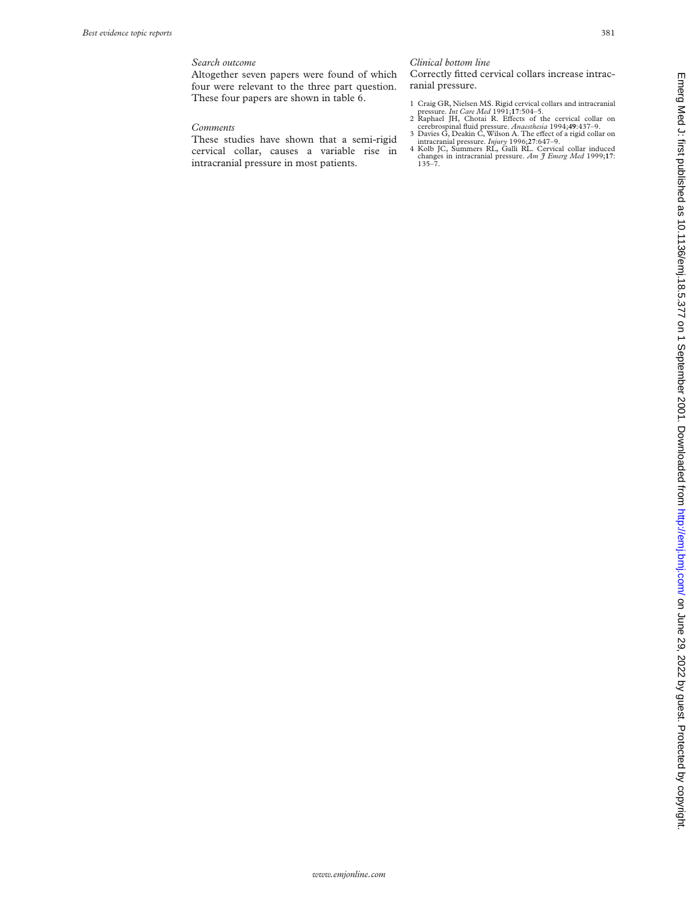*Search outcome*

Altogether seven papers were found of which four were relevant to the three part question. These four papers are shown in table 6.

*Comments*

These studies have shown that a semi-rigid cervical collar, causes a variable rise in intracranial pressure in most patients.

*Clinical bottom line*

Correctly fitted cervical collars increase intracranial pressure.

1 Craig GR, Nielsen MS. Rigid cervical collars and intracranial pressure. *Int Care Med* 1991;**17**:504–5.
2 Raphael JH, Chotai R. Effects of the cervical collar on cerebrospinal fluid pressure. *Anaesthesia* 1994;**49**:437–9.
3 Davies G, Deakin C, Wilson A. The effect of a rigid collar on intracranial pressure. *Injury* 1996;**27**:647–9.
4 Kolb JC, Summers RL, Galli RL. Cervical collar induced changes in intracranial pressure. *Am J Emerg Med* 1999;**17**:135–7.